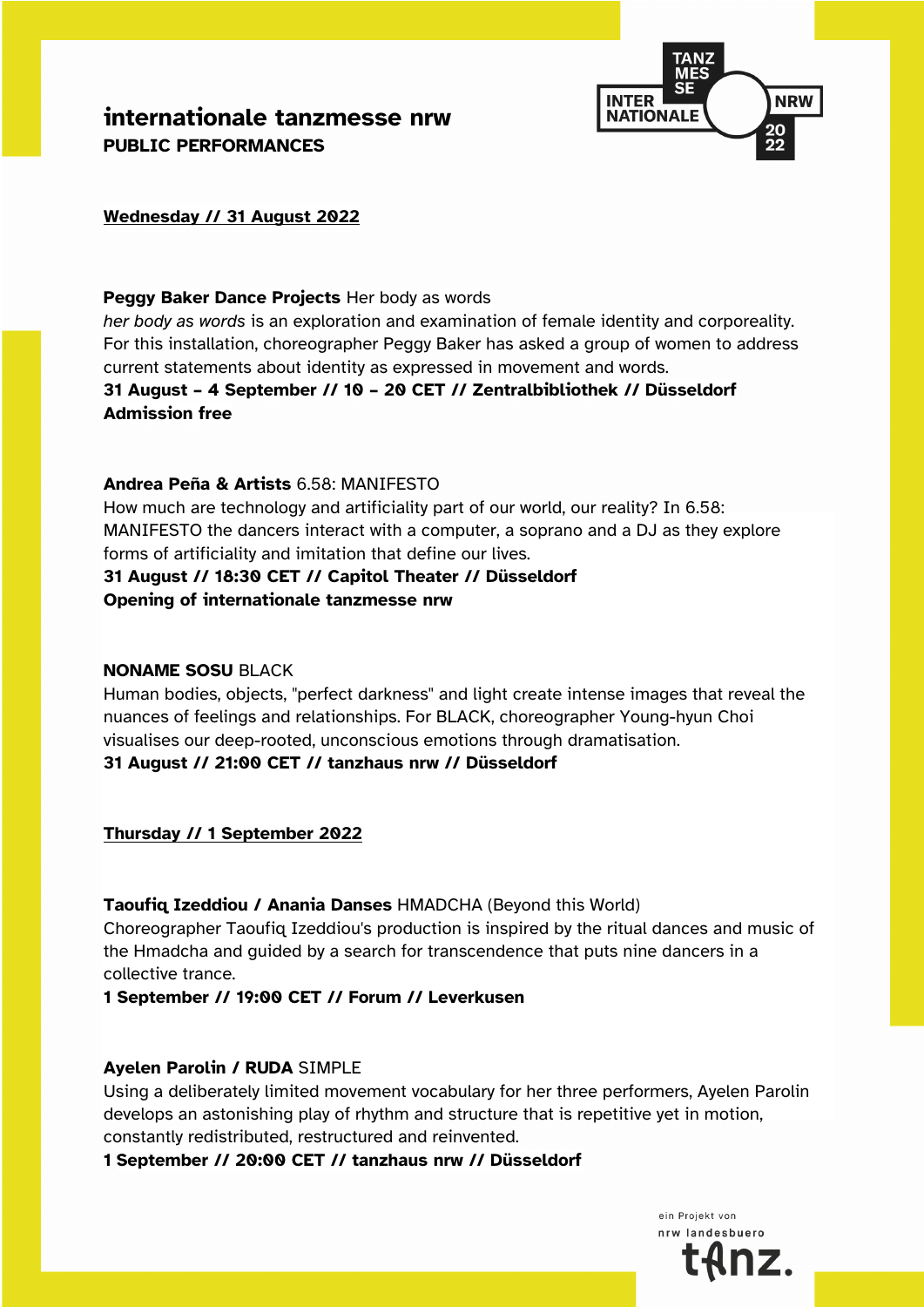# internationale tanzmesse nrw

**PUBLIC PERFORMANCES**

## Wednesday // 31 August 2022

**Peggy Baker Dance Projects** Her body as words

*her body as words* is an exploration and examination of female identity and corporeality. For this installation, choreographer Peggy Baker has asked a group of women to address current statements about identity as expressed in movement and words.

**31 August – 4 September // 10 – 20 CET // Zentralbibliothek // Düsseldorf**
**Admission free**

**Andrea Peña & Artists** 6.58: MANIFESTO

How much are technology and artificiality part of our world, our reality? In 6.58: MANIFESTO the dancers interact with a computer, a soprano and a DJ as they explore forms of artificiality and imitation that define our lives.

**31 August // 18:30 CET // Capitol Theater // Düsseldorf**
**Opening of internationale tanzmesse nrw**

**NONAME SOSU** BLACK

Human bodies, objects, "perfect darkness" and light create intense images that reveal the nuances of feelings and relationships. For BLACK, choreographer Young-hyun Choi visualises our deep-rooted, unconscious emotions through dramatisation.

**31 August // 21:00 CET // tanzhaus nrw // Düsseldorf**

## Thursday // 1 September 2022

**Taoufiq Izeddiou / Anania Danses** HMADCHA (Beyond this World)

Choreographer Taoufiq Izeddiou's production is inspired by the ritual dances and music of the Hmadcha and guided by a search for transcendence that puts nine dancers in a collective trance.

**1 September // 19:00 CET // Forum // Leverkusen**

**Ayelen Parolin / RUDA** SIMPLE

Using a deliberately limited movement vocabulary for her three performers, Ayelen Parolin develops an astonishing play of rhythm and structure that is repetitive yet in motion, constantly redistributed, restructured and reinvented.

**1 September // 20:00 CET // tanzhaus nrw // Düsseldorf**

ein Projekt von
nrw landesbuero
tanz.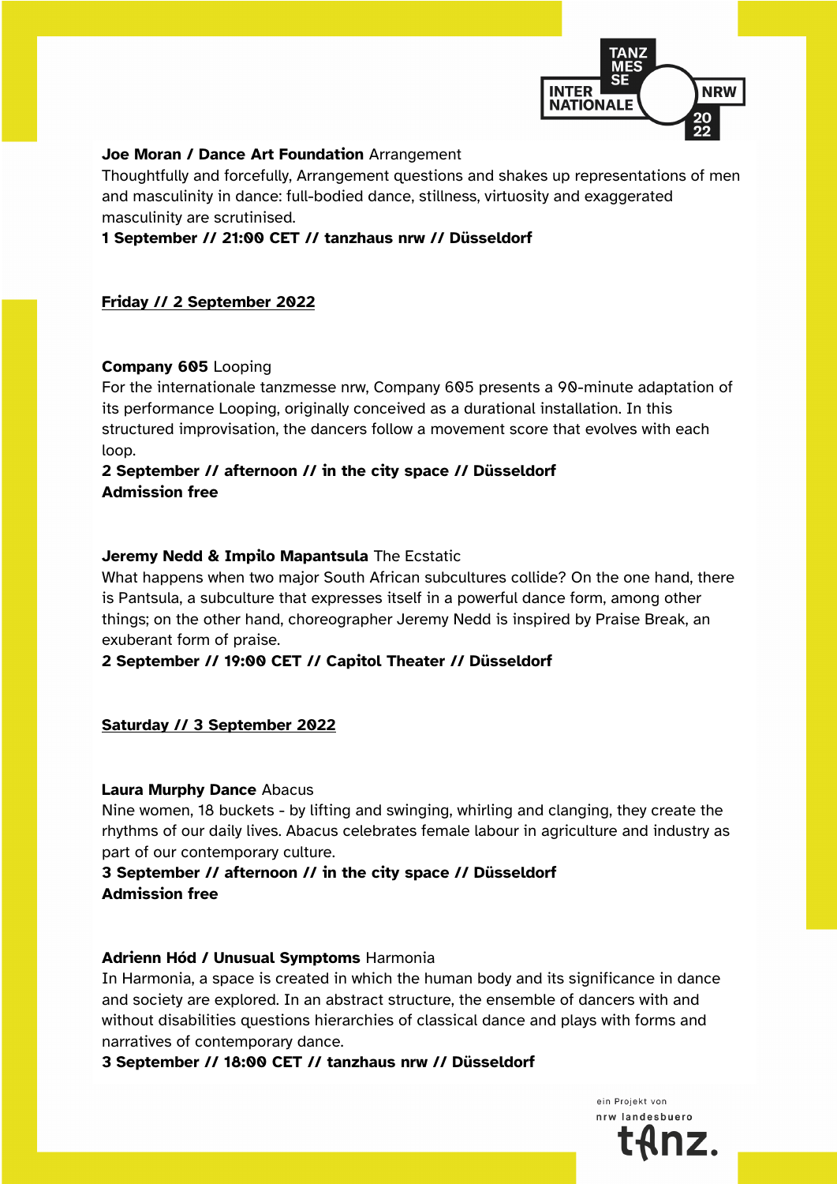**Joe Moran / Dance Art Foundation** Arrangement

Thoughtfully and forcefully, Arrangement questions and shakes up representations of men and masculinity in dance: full-bodied dance, stillness, virtuosity and exaggerated masculinity are scrutinised.

**1 September // 21:00 CET // tanzhaus nrw // Düsseldorf**

## Friday // 2 September 2022

**Company 605** Looping

For the internationale tanzmesse nrw, Company 605 presents a 90-minute adaptation of its performance Looping, originally conceived as a durational installation. In this structured improvisation, the dancers follow a movement score that evolves with each loop.

**2 September // afternoon // in the city space // Düsseldorf**
**Admission free**

**Jeremy Nedd & Impilo Mapantsula** The Ecstatic

What happens when two major South African subcultures collide? On the one hand, there is Pantsula, a subculture that expresses itself in a powerful dance form, among other things; on the other hand, choreographer Jeremy Nedd is inspired by Praise Break, an exuberant form of praise.

**2 September // 19:00 CET // Capitol Theater // Düsseldorf**

## Saturday // 3 September 2022

**Laura Murphy Dance** Abacus

Nine women, 18 buckets - by lifting and swinging, whirling and clanging, they create the rhythms of our daily lives. Abacus celebrates female labour in agriculture and industry as part of our contemporary culture.

**3 September // afternoon // in the city space // Düsseldorf**
**Admission free**

**Adrienn Hód / Unusual Symptoms** Harmonia

In Harmonia, a space is created in which the human body and its significance in dance and society are explored. In an abstract structure, the ensemble of dancers with and without disabilities questions hierarchies of classical dance and plays with forms and narratives of contemporary dance.

**3 September // 18:00 CET // tanzhaus nrw // Düsseldorf**